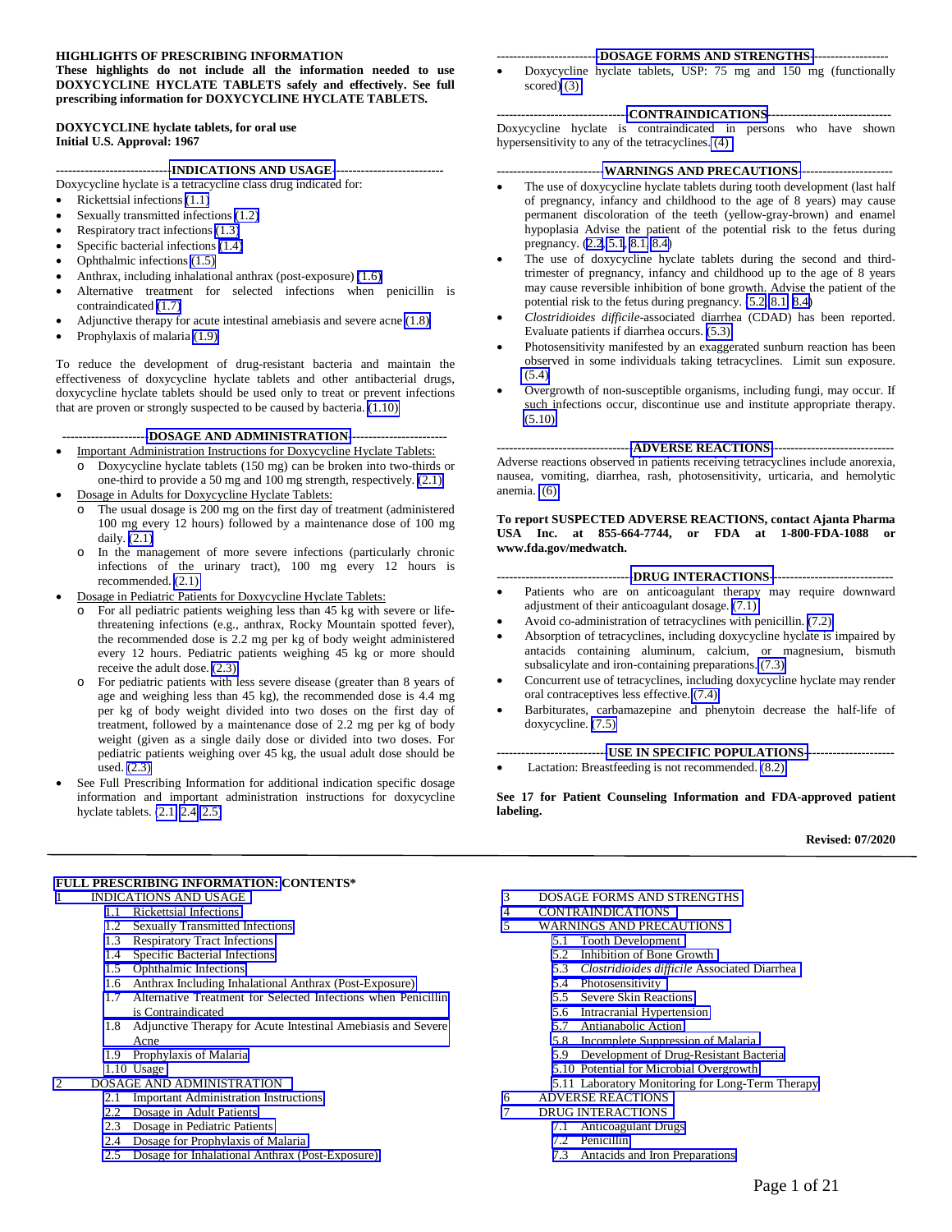**HIGHLIGHTS OF PRESCRIBING INFORMATION**
**These highlights do not include all the information needed to use DOXYCYCLINE HYCLATE TABLETS safely and effectively. See full prescribing information for DOXYCYCLINE HYCLATE TABLETS.**

**DOXYCYCLINE hyclate tablets, for oral use**
**Initial U.S. Approval: 1967**

## INDICATIONS AND USAGE

Doxycycline hyclate is a tetracycline class drug indicated for:

- Rickettsial infections (1.1)
- Sexually transmitted infections (1.2)
- Respiratory tract infections (1.3)
- Specific bacterial infections (1.4)
- Ophthalmic infections (1.5)
- Anthrax, including inhalational anthrax (post-exposure) (1.6)
- Alternative treatment for selected infections when penicillin is contraindicated (1.7)
- Adjunctive therapy for acute intestinal amebiasis and severe acne (1.8)
- Prophylaxis of malaria (1.9)

To reduce the development of drug-resistant bacteria and maintain the effectiveness of doxycycline hyclate tablets and other antibacterial drugs, doxycycline hyclate tablets should be used only to treat or prevent infections that are proven or strongly suspected to be caused by bacteria. (1.10)

## DOSAGE AND ADMINISTRATION

- Important Administration Instructions for Doxycycline Hyclate Tablets:
  - Doxycycline hyclate tablets (150 mg) can be broken into two-thirds or one-third to provide a 50 mg and 100 mg strength, respectively. (2.1)
- Dosage in Adults for Doxycycline Hyclate Tablets:
  - The usual dosage is 200 mg on the first day of treatment (administered 100 mg every 12 hours) followed by a maintenance dose of 100 mg daily. (2.1)
  - In the management of more severe infections (particularly chronic infections of the urinary tract), 100 mg every 12 hours is recommended. (2.1)
- Dosage in Pediatric Patients for Doxycycline Hyclate Tablets:
  - For all pediatric patients weighing less than 45 kg with severe or life-threatening infections (e.g., anthrax, Rocky Mountain spotted fever), the recommended dose is 2.2 mg per kg of body weight administered every 12 hours. Pediatric patients weighing 45 kg or more should receive the adult dose. (2.3)
  - For pediatric patients with less severe disease (greater than 8 years of age and weighing less than 45 kg), the recommended dose is 4.4 mg per kg of body weight divided into two doses on the first day of treatment, followed by a maintenance dose of 2.2 mg per kg of body weight (given as a single daily dose or divided into two doses. For pediatric patients weighing over 45 kg, the usual adult dose should be used. (2.3)
- See Full Prescribing Information for additional indication specific dosage information and important administration instructions for doxycycline hyclate tablets. (2.1, 2.4, 2.5)

## DOSAGE FORMS AND STRENGTHS

- Doxycycline hyclate tablets, USP: 75 mg and 150 mg (functionally scored) (3)

## CONTRAINDICATIONS

Doxycycline hyclate is contraindicated in persons who have shown hypersensitivity to any of the tetracyclines. (4)

## WARNINGS AND PRECAUTIONS

- The use of doxycycline hyclate tablets during tooth development (last half of pregnancy, infancy and childhood to the age of 8 years) may cause permanent discoloration of the teeth (yellow-gray-brown) and enamel hypoplasia Advise the patient of the potential risk to the fetus during pregnancy. (2.2, 5.1, 8.1, 8.4)
- The use of doxycycline hyclate tablets during the second and third-trimester of pregnancy, infancy and childhood up to the age of 8 years may cause reversible inhibition of bone growth. Advise the patient of the potential risk to the fetus during pregnancy. (5.2, 8.1, 8.4)
- *Clostridioides difficile*-associated diarrhea (CDAD) has been reported. Evaluate patients if diarrhea occurs. (5.3)
- Photosensitivity manifested by an exaggerated sunburn reaction has been observed in some individuals taking tetracyclines. Limit sun exposure. (5.4)
- Overgrowth of non-susceptible organisms, including fungi, may occur. If such infections occur, discontinue use and institute appropriate therapy. (5.10)

## ADVERSE REACTIONS

Adverse reactions observed in patients receiving tetracyclines include anorexia, nausea, vomiting, diarrhea, rash, photosensitivity, urticaria, and hemolytic anemia. (6)

**To report SUSPECTED ADVERSE REACTIONS, contact Ajanta Pharma USA Inc. at 855-664-7744, or FDA at 1-800-FDA-1088 or www.fda.gov/medwatch.**

## DRUG INTERACTIONS

- Patients who are on anticoagulant therapy may require downward adjustment of their anticoagulant dosage. (7.1)
- Avoid co-administration of tetracyclines with penicillin. (7.2)
- Absorption of tetracyclines, including doxycycline hyclate is impaired by antacids containing aluminum, calcium, or magnesium, bismuth subsalicylate and iron-containing preparations. (7.3)
- Concurrent use of tetracyclines, including doxycycline hyclate may render oral contraceptives less effective. (7.4)
- Barbiturates, carbamazepine and phenytoin decrease the half-life of doxycycline. (7.5)

## USE IN SPECIFIC POPULATIONS

- Lactation: Breastfeeding is not recommended. (8.2)

**See 17 for Patient Counseling Information and FDA-approved patient labeling.**

**Revised: 07/2020**

---

**FULL PRESCRIBING INFORMATION: CONTENTS***

1 INDICATIONS AND USAGE
- 1.1 Rickettsial Infections
- 1.2 Sexually Transmitted Infections
- 1.3 Respiratory Tract Infections
- 1.4 Specific Bacterial Infections
- 1.5 Ophthalmic Infections
- 1.6 Anthrax Including Inhalational Anthrax (Post-Exposure)
- 1.7 Alternative Treatment for Selected Infections when Penicillin is Contraindicated
- 1.8 Adjunctive Therapy for Acute Intestinal Amebiasis and Severe Acne
- 1.9 Prophylaxis of Malaria
- 1.10 Usage

2 DOSAGE AND ADMINISTRATION
- 2.1 Important Administration Instructions
- 2.2 Dosage in Adult Patients
- 2.3 Dosage in Pediatric Patients
- 2.4 Dosage for Prophylaxis of Malaria
- 2.5 Dosage for Inhalational Anthrax (Post-Exposure)

3 DOSAGE FORMS AND STRENGTHS

4 CONTRAINDICATIONS

5 WARNINGS AND PRECAUTIONS
- 5.1 Tooth Development
- 5.2 Inhibition of Bone Growth
- 5.3 *Clostridioides difficile* Associated Diarrhea
- 5.4 Photosensitivity
- 5.5 Severe Skin Reactions
- 5.6 Intracranial Hypertension
- 5.7 Antianabolic Action
- 5.8 Incomplete Suppression of Malaria
- 5.9 Development of Drug-Resistant Bacteria
- 5.10 Potential for Microbial Overgrowth
- 5.11 Laboratory Monitoring for Long-Term Therapy

6 ADVERSE REACTIONS

7 DRUG INTERACTIONS
- 7.1 Anticoagulant Drugs
- 7.2 Penicillin
- 7.3 Antacids and Iron Preparations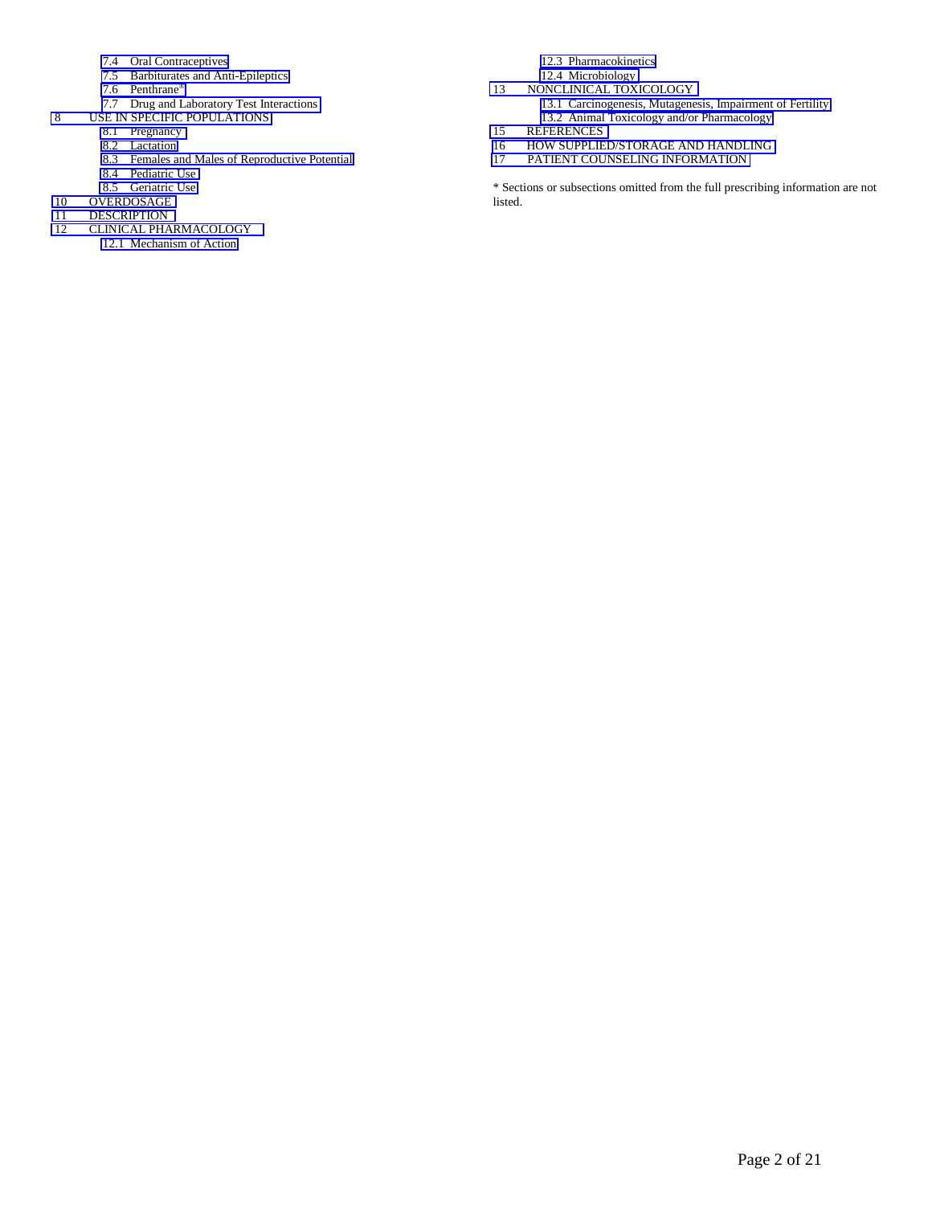7.4 Oral Contraceptives
7.5 Barbiturates and Anti-Epileptics
7.6 Penthrane®
7.7 Drug and Laboratory Test Interactions
8 USE IN SPECIFIC POPULATIONS
8.1 Pregnancy
8.2 Lactation
8.3 Females and Males of Reproductive Potential
8.4 Pediatric Use
8.5 Geriatric Use
10 OVERDOSAGE
11 DESCRIPTION
12 CLINICAL PHARMACOLOGY
12.1 Mechanism of Action
12.3 Pharmacokinetics
12.4 Microbiology
13 NONCLINICAL TOXICOLOGY
13.1 Carcinogenesis, Mutagenesis, Impairment of Fertility
13.2 Animal Toxicology and/or Pharmacology
15 REFERENCES
16 HOW SUPPLIED/STORAGE AND HANDLING
17 PATIENT COUNSELING INFORMATION

* Sections or subsections omitted from the full prescribing information are not listed.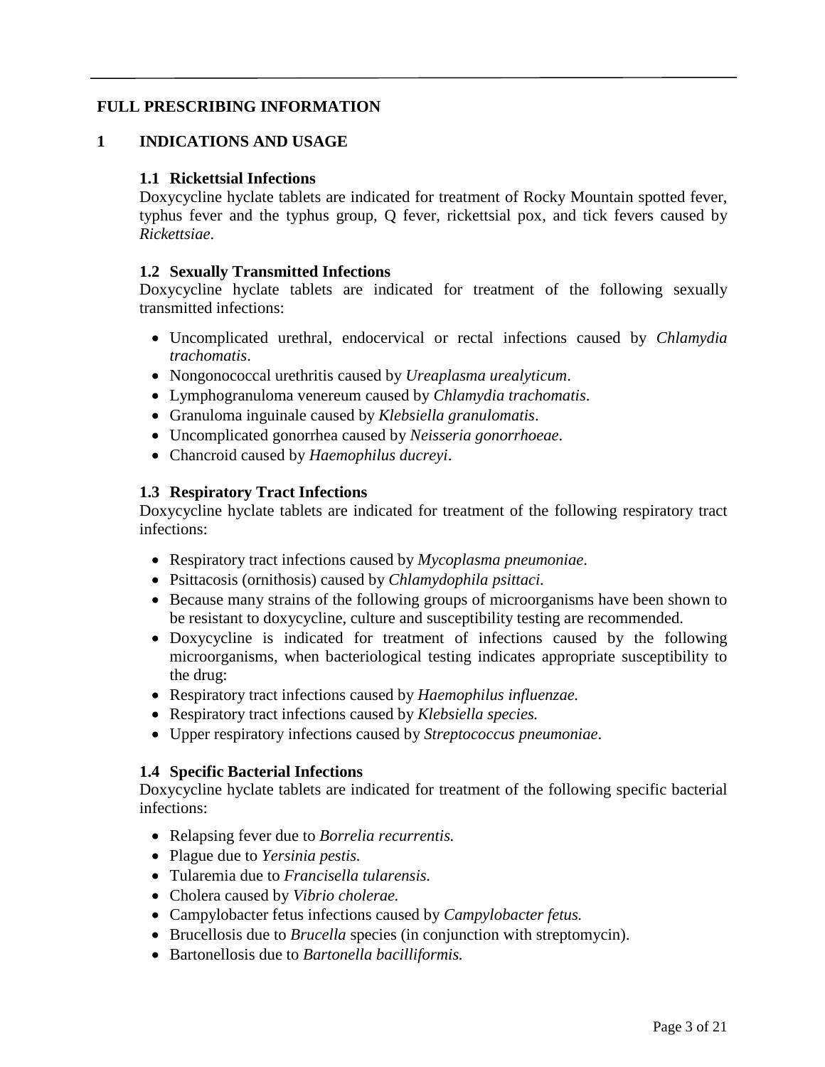## FULL PRESCRIBING INFORMATION

## 1 INDICATIONS AND USAGE

### 1.1 Rickettsial Infections

Doxycycline hyclate tablets are indicated for treatment of Rocky Mountain spotted fever, typhus fever and the typhus group, Q fever, rickettsial pox, and tick fevers caused by *Rickettsiae*.

### 1.2 Sexually Transmitted Infections

Doxycycline hyclate tablets are indicated for treatment of the following sexually transmitted infections:

- Uncomplicated urethral, endocervical or rectal infections caused by *Chlamydia trachomatis*.
- Nongonococcal urethritis caused by *Ureaplasma urealyticum*.
- Lymphogranuloma venereum caused by *Chlamydia trachomatis*.
- Granuloma inguinale caused by *Klebsiella granulomatis*.
- Uncomplicated gonorrhea caused by *Neisseria gonorrhoeae*.
- Chancroid caused by *Haemophilus ducreyi*.

### 1.3 Respiratory Tract Infections

Doxycycline hyclate tablets are indicated for treatment of the following respiratory tract infections:

- Respiratory tract infections caused by *Mycoplasma pneumoniae*.
- Psittacosis (ornithosis) caused by *Chlamydophila psittaci*.
- Because many strains of the following groups of microorganisms have been shown to be resistant to doxycycline, culture and susceptibility testing are recommended.
- Doxycycline is indicated for treatment of infections caused by the following microorganisms, when bacteriological testing indicates appropriate susceptibility to the drug:
- Respiratory tract infections caused by *Haemophilus influenzae.*
- Respiratory tract infections caused by *Klebsiella species.*
- Upper respiratory infections caused by *Streptococcus pneumoniae*.

### 1.4 Specific Bacterial Infections

Doxycycline hyclate tablets are indicated for treatment of the following specific bacterial infections:

- Relapsing fever due to *Borrelia recurrentis.*
- Plague due to *Yersinia pestis.*
- Tularemia due to *Francisella tularensis.*
- Cholera caused by *Vibrio cholerae.*
- Campylobacter fetus infections caused by *Campylobacter fetus.*
- Brucellosis due to *Brucella* species (in conjunction with streptomycin).
- Bartonellosis due to *Bartonella bacilliformis.*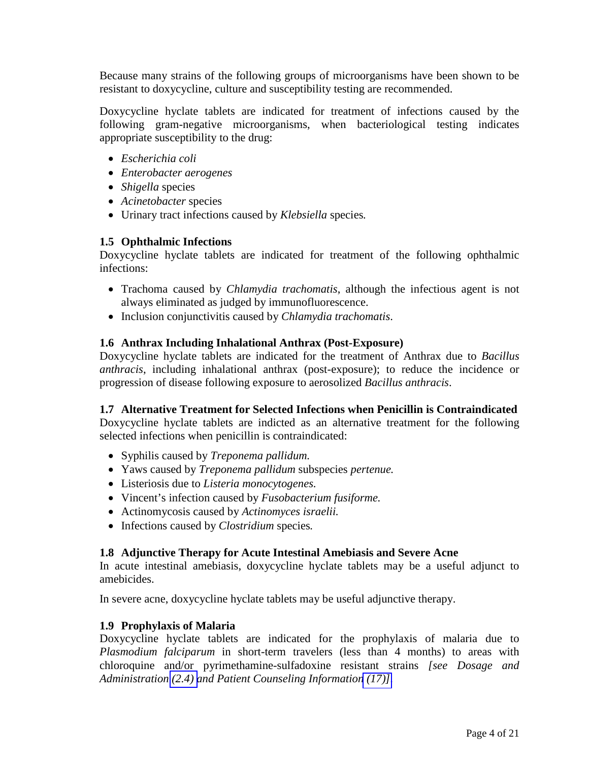Because many strains of the following groups of microorganisms have been shown to be resistant to doxycycline, culture and susceptibility testing are recommended.

Doxycycline hyclate tablets are indicated for treatment of infections caused by the following gram-negative microorganisms, when bacteriological testing indicates appropriate susceptibility to the drug:

- *Escherichia coli*
- *Enterobacter aerogenes*
- *Shigella* species
- *Acinetobacter* species
- Urinary tract infections caused by *Klebsiella* species*.*

### 1.5 Ophthalmic Infections

Doxycycline hyclate tablets are indicated for treatment of the following ophthalmic infections:

- Trachoma caused by *Chlamydia trachomatis*, although the infectious agent is not always eliminated as judged by immunofluorescence.
- Inclusion conjunctivitis caused by *Chlamydia trachomatis*.

### 1.6 Anthrax Including Inhalational Anthrax (Post-Exposure)

Doxycycline hyclate tablets are indicated for the treatment of Anthrax due to *Bacillus anthracis*, including inhalational anthrax (post-exposure); to reduce the incidence or progression of disease following exposure to aerosolized *Bacillus anthracis*.

### 1.7 Alternative Treatment for Selected Infections when Penicillin is Contraindicated

Doxycycline hyclate tablets are indicted as an alternative treatment for the following selected infections when penicillin is contraindicated:

- Syphilis caused by *Treponema pallidum.*
- Yaws caused by *Treponema pallidum* subspecies *pertenue.*
- Listeriosis due to *Listeria monocytogenes.*
- Vincent's infection caused by *Fusobacterium fusiforme.*
- Actinomycosis caused by *Actinomyces israelii.*
- Infections caused by *Clostridium* species*.*

### 1.8 Adjunctive Therapy for Acute Intestinal Amebiasis and Severe Acne

In acute intestinal amebiasis, doxycycline hyclate tablets may be a useful adjunct to amebicides.

In severe acne, doxycycline hyclate tablets may be useful adjunctive therapy.

### 1.9 Prophylaxis of Malaria

Doxycycline hyclate tablets are indicated for the prophylaxis of malaria due to *Plasmodium falciparum* in short-term travelers (less than 4 months) to areas with chloroquine and/or pyrimethamine-sulfadoxine resistant strains *[see Dosage and Administration (2.4) and Patient Counseling Information (17)]*.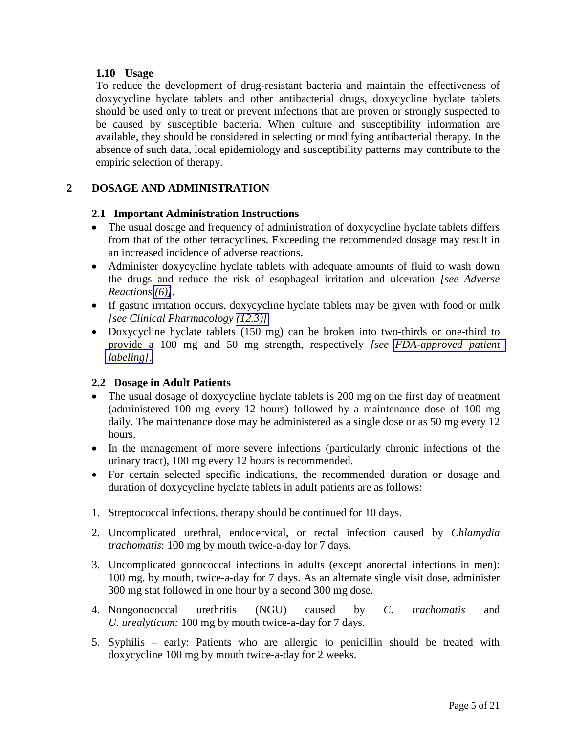### 1.10 Usage

To reduce the development of drug-resistant bacteria and maintain the effectiveness of doxycycline hyclate tablets and other antibacterial drugs, doxycycline hyclate tablets should be used only to treat or prevent infections that are proven or strongly suspected to be caused by susceptible bacteria. When culture and susceptibility information are available, they should be considered in selecting or modifying antibacterial therapy. In the absence of such data, local epidemiology and susceptibility patterns may contribute to the empiric selection of therapy.

## 2 DOSAGE AND ADMINISTRATION

### 2.1 Important Administration Instructions

- The usual dosage and frequency of administration of doxycycline hyclate tablets differs from that of the other tetracyclines. Exceeding the recommended dosage may result in an increased incidence of adverse reactions.
- Administer doxycycline hyclate tablets with adequate amounts of fluid to wash down the drugs and reduce the risk of esophageal irritation and ulceration *[see Adverse Reactions (6)]*.
- If gastric irritation occurs, doxycycline hyclate tablets may be given with food or milk *[see Clinical Pharmacology (12.3)]*.
- Doxycycline hyclate tablets (150 mg) can be broken into two-thirds or one-third to provide a 100 mg and 50 mg strength, respectively *[see FDA-approved patient labeling]*.

### 2.2 Dosage in Adult Patients

- The usual dosage of doxycycline hyclate tablets is 200 mg on the first day of treatment (administered 100 mg every 12 hours) followed by a maintenance dose of 100 mg daily. The maintenance dose may be administered as a single dose or as 50 mg every 12 hours.
- In the management of more severe infections (particularly chronic infections of the urinary tract), 100 mg every 12 hours is recommended.
- For certain selected specific indications, the recommended duration or dosage and duration of doxycycline hyclate tablets in adult patients are as follows:

1. Streptococcal infections, therapy should be continued for 10 days.
2. Uncomplicated urethral, endocervical, or rectal infection caused by *Chlamydia trachomatis*: 100 mg by mouth twice-a-day for 7 days.
3. Uncomplicated gonococcal infections in adults (except anorectal infections in men): 100 mg, by mouth, twice-a-day for 7 days. As an alternate single visit dose, administer 300 mg stat followed in one hour by a second 300 mg dose.
4. Nongonococcal urethritis (NGU) caused by *C. trachomatis* and *U. urealyticum:* 100 mg by mouth twice-a-day for 7 days.
5. Syphilis – early: Patients who are allergic to penicillin should be treated with doxycycline 100 mg by mouth twice-a-day for 2 weeks.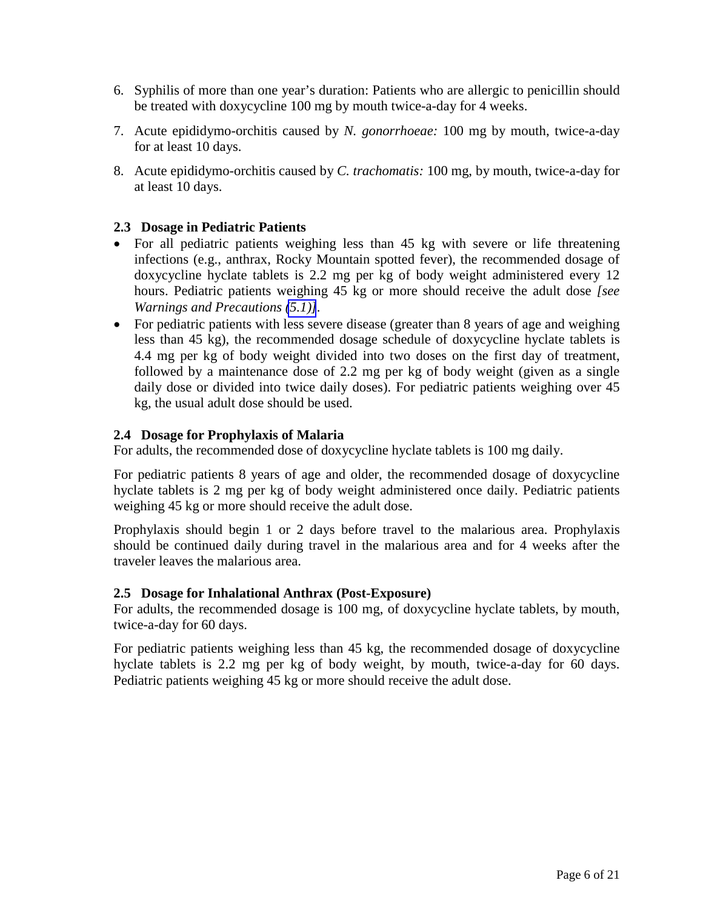6. Syphilis of more than one year's duration: Patients who are allergic to penicillin should be treated with doxycycline 100 mg by mouth twice-a-day for 4 weeks.
7. Acute epididymo-orchitis caused by *N. gonorrhoeae:* 100 mg by mouth, twice-a-day for at least 10 days.
8. Acute epididymo-orchitis caused by *C. trachomatis:* 100 mg, by mouth, twice-a-day for at least 10 days.

### 2.3 Dosage in Pediatric Patients

- For all pediatric patients weighing less than 45 kg with severe or life threatening infections (e.g., anthrax, Rocky Mountain spotted fever), the recommended dosage of doxycycline hyclate tablets is 2.2 mg per kg of body weight administered every 12 hours. Pediatric patients weighing 45 kg or more should receive the adult dose *[see Warnings and Precautions (5.1)]*.
- For pediatric patients with less severe disease (greater than 8 years of age and weighing less than 45 kg), the recommended dosage schedule of doxycycline hyclate tablets is 4.4 mg per kg of body weight divided into two doses on the first day of treatment, followed by a maintenance dose of 2.2 mg per kg of body weight (given as a single daily dose or divided into twice daily doses). For pediatric patients weighing over 45 kg, the usual adult dose should be used.

### 2.4 Dosage for Prophylaxis of Malaria

For adults, the recommended dose of doxycycline hyclate tablets is 100 mg daily.

For pediatric patients 8 years of age and older, the recommended dosage of doxycycline hyclate tablets is 2 mg per kg of body weight administered once daily. Pediatric patients weighing 45 kg or more should receive the adult dose.

Prophylaxis should begin 1 or 2 days before travel to the malarious area. Prophylaxis should be continued daily during travel in the malarious area and for 4 weeks after the traveler leaves the malarious area.

### 2.5 Dosage for Inhalational Anthrax (Post-Exposure)

For adults, the recommended dosage is 100 mg, of doxycycline hyclate tablets, by mouth, twice-a-day for 60 days.

For pediatric patients weighing less than 45 kg, the recommended dosage of doxycycline hyclate tablets is 2.2 mg per kg of body weight, by mouth, twice-a-day for 60 days. Pediatric patients weighing 45 kg or more should receive the adult dose.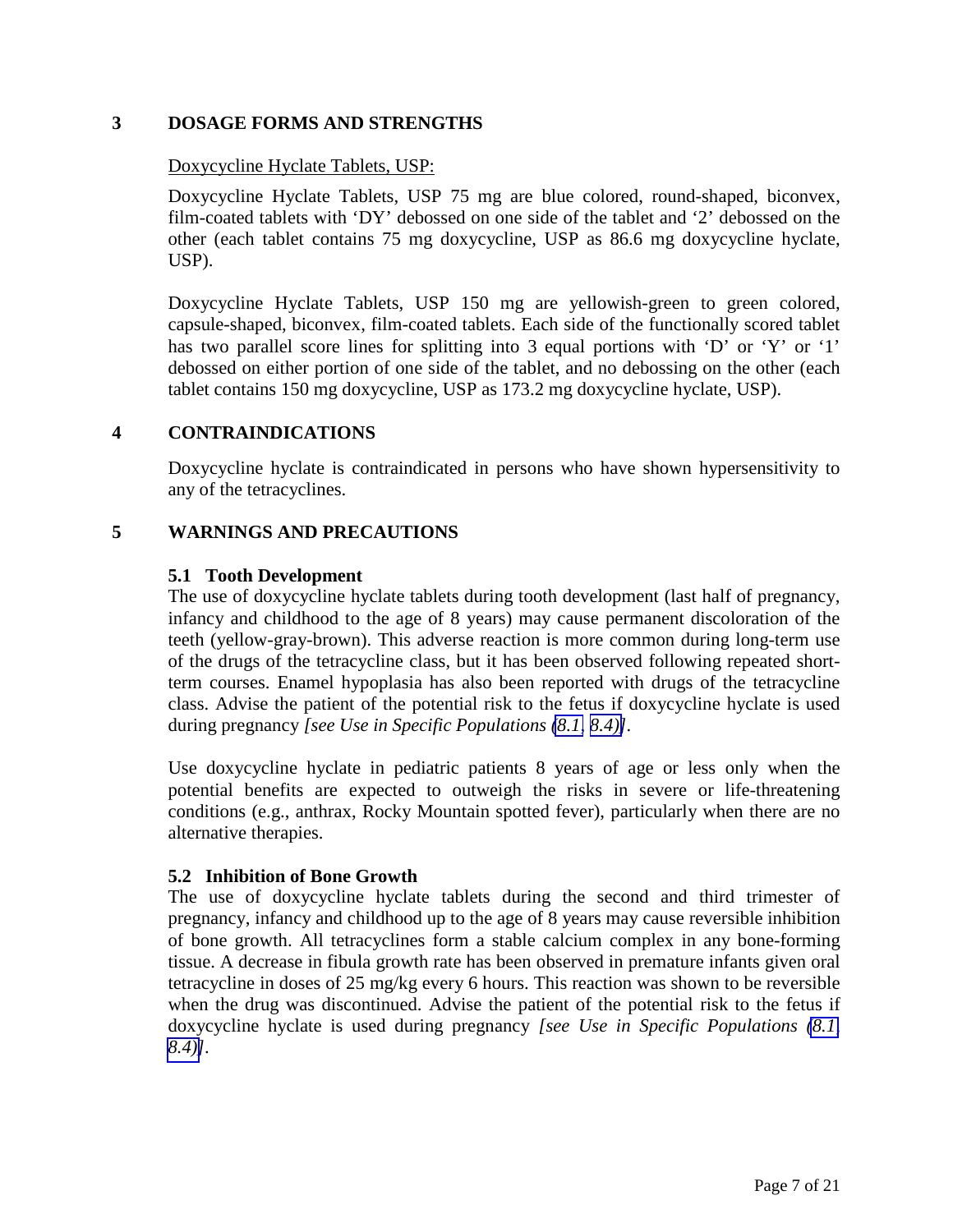## 3 DOSAGE FORMS AND STRENGTHS

Doxycycline Hyclate Tablets, USP:

Doxycycline Hyclate Tablets, USP 75 mg are blue colored, round-shaped, biconvex, film-coated tablets with 'DY' debossed on one side of the tablet and '2' debossed on the other (each tablet contains 75 mg doxycycline, USP as 86.6 mg doxycycline hyclate, USP).

Doxycycline Hyclate Tablets, USP 150 mg are yellowish-green to green colored, capsule-shaped, biconvex, film-coated tablets. Each side of the functionally scored tablet has two parallel score lines for splitting into 3 equal portions with 'D' or 'Y' or '1' debossed on either portion of one side of the tablet, and no debossing on the other (each tablet contains 150 mg doxycycline, USP as 173.2 mg doxycycline hyclate, USP).

## 4 CONTRAINDICATIONS

Doxycycline hyclate is contraindicated in persons who have shown hypersensitivity to any of the tetracyclines.

## 5 WARNINGS AND PRECAUTIONS

### 5.1 Tooth Development

The use of doxycycline hyclate tablets during tooth development (last half of pregnancy, infancy and childhood to the age of 8 years) may cause permanent discoloration of the teeth (yellow-gray-brown). This adverse reaction is more common during long-term use of the drugs of the tetracycline class, but it has been observed following repeated short-term courses. Enamel hypoplasia has also been reported with drugs of the tetracycline class. Advise the patient of the potential risk to the fetus if doxycycline hyclate is used during pregnancy *[see Use in Specific Populations (8.1, 8.4)]*.

Use doxycycline hyclate in pediatric patients 8 years of age or less only when the potential benefits are expected to outweigh the risks in severe or life-threatening conditions (e.g., anthrax, Rocky Mountain spotted fever), particularly when there are no alternative therapies.

### 5.2 Inhibition of Bone Growth

The use of doxycycline hyclate tablets during the second and third trimester of pregnancy, infancy and childhood up to the age of 8 years may cause reversible inhibition of bone growth. All tetracyclines form a stable calcium complex in any bone-forming tissue. A decrease in fibula growth rate has been observed in premature infants given oral tetracycline in doses of 25 mg/kg every 6 hours. This reaction was shown to be reversible when the drug was discontinued. Advise the patient of the potential risk to the fetus if doxycycline hyclate is used during pregnancy *[see Use in Specific Populations (8.1, 8.4)]*.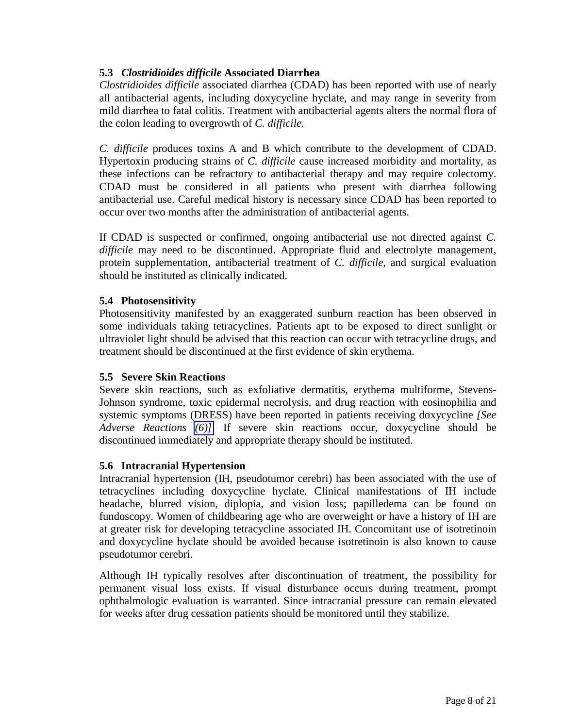### 5.3 *Clostridioides difficile* Associated Diarrhea

*Clostridioides difficile* associated diarrhea (CDAD) has been reported with use of nearly all antibacterial agents, including doxycycline hyclate, and may range in severity from mild diarrhea to fatal colitis. Treatment with antibacterial agents alters the normal flora of the colon leading to overgrowth of *C. difficile*.

*C. difficile* produces toxins A and B which contribute to the development of CDAD. Hypertoxin producing strains of *C. difficile* cause increased morbidity and mortality, as these infections can be refractory to antibacterial therapy and may require colectomy. CDAD must be considered in all patients who present with diarrhea following antibacterial use. Careful medical history is necessary since CDAD has been reported to occur over two months after the administration of antibacterial agents.

If CDAD is suspected or confirmed, ongoing antibacterial use not directed against *C. difficile* may need to be discontinued. Appropriate fluid and electrolyte management, protein supplementation, antibacterial treatment of *C. difficile*, and surgical evaluation should be instituted as clinically indicated.

### 5.4 Photosensitivity

Photosensitivity manifested by an exaggerated sunburn reaction has been observed in some individuals taking tetracyclines. Patients apt to be exposed to direct sunlight or ultraviolet light should be advised that this reaction can occur with tetracycline drugs, and treatment should be discontinued at the first evidence of skin erythema.

### 5.5 Severe Skin Reactions

Severe skin reactions, such as exfoliative dermatitis, erythema multiforme, Stevens-Johnson syndrome, toxic epidermal necrolysis, and drug reaction with eosinophilia and systemic symptoms (DRESS) have been reported in patients receiving doxycycline *[See Adverse Reactions (6)]*. If severe skin reactions occur, doxycycline should be discontinued immediately and appropriate therapy should be instituted.

### 5.6 Intracranial Hypertension

Intracranial hypertension (IH, pseudotumor cerebri) has been associated with the use of tetracyclines including doxycycline hyclate. Clinical manifestations of IH include headache, blurred vision, diplopia, and vision loss; papilledema can be found on fundoscopy. Women of childbearing age who are overweight or have a history of IH are at greater risk for developing tetracycline associated IH. Concomitant use of isotretinoin and doxycycline hyclate should be avoided because isotretinoin is also known to cause pseudotumor cerebri.

Although IH typically resolves after discontinuation of treatment, the possibility for permanent visual loss exists. If visual disturbance occurs during treatment, prompt ophthalmologic evaluation is warranted. Since intracranial pressure can remain elevated for weeks after drug cessation patients should be monitored until they stabilize.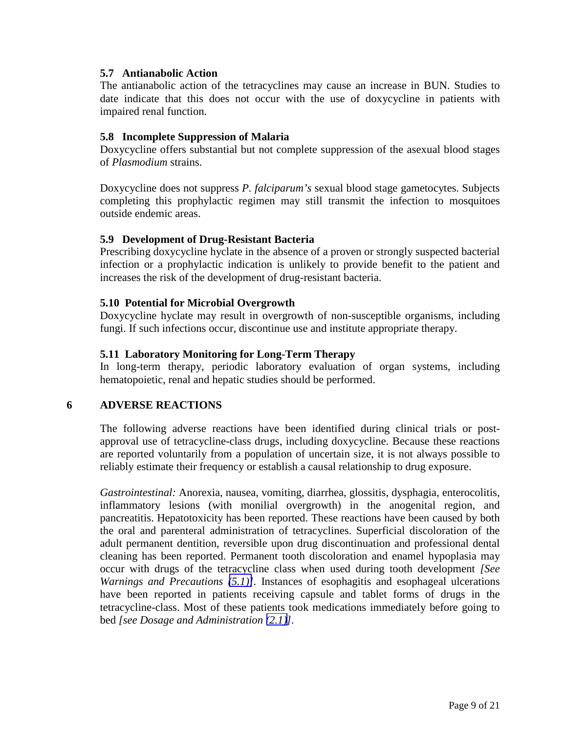### 5.7 Antianabolic Action

The antianabolic action of the tetracyclines may cause an increase in BUN. Studies to date indicate that this does not occur with the use of doxycycline in patients with impaired renal function.

### 5.8 Incomplete Suppression of Malaria

Doxycycline offers substantial but not complete suppression of the asexual blood stages of *Plasmodium* strains.

Doxycycline does not suppress *P. falciparum's* sexual blood stage gametocytes. Subjects completing this prophylactic regimen may still transmit the infection to mosquitoes outside endemic areas.

### 5.9 Development of Drug-Resistant Bacteria

Prescribing doxycycline hyclate in the absence of a proven or strongly suspected bacterial infection or a prophylactic indication is unlikely to provide benefit to the patient and increases the risk of the development of drug-resistant bacteria.

### 5.10 Potential for Microbial Overgrowth

Doxycycline hyclate may result in overgrowth of non-susceptible organisms, including fungi. If such infections occur, discontinue use and institute appropriate therapy.

### 5.11 Laboratory Monitoring for Long-Term Therapy

In long-term therapy, periodic laboratory evaluation of organ systems, including hematopoietic, renal and hepatic studies should be performed.

## 6 ADVERSE REACTIONS

The following adverse reactions have been identified during clinical trials or post-approval use of tetracycline-class drugs, including doxycycline. Because these reactions are reported voluntarily from a population of uncertain size, it is not always possible to reliably estimate their frequency or establish a causal relationship to drug exposure.

*Gastrointestinal:* Anorexia, nausea, vomiting, diarrhea, glossitis, dysphagia, enterocolitis, inflammatory lesions (with monilial overgrowth) in the anogenital region, and pancreatitis. Hepatotoxicity has been reported. These reactions have been caused by both the oral and parenteral administration of tetracyclines. Superficial discoloration of the adult permanent dentition, reversible upon drug discontinuation and professional dental cleaning has been reported. Permanent tooth discoloration and enamel hypoplasia may occur with drugs of the tetracycline class when used during tooth development *[See Warnings and Precautions (5.1)]*. Instances of esophagitis and esophageal ulcerations have been reported in patients receiving capsule and tablet forms of drugs in the tetracycline-class. Most of these patients took medications immediately before going to bed *[see Dosage and Administration (2.1)]*.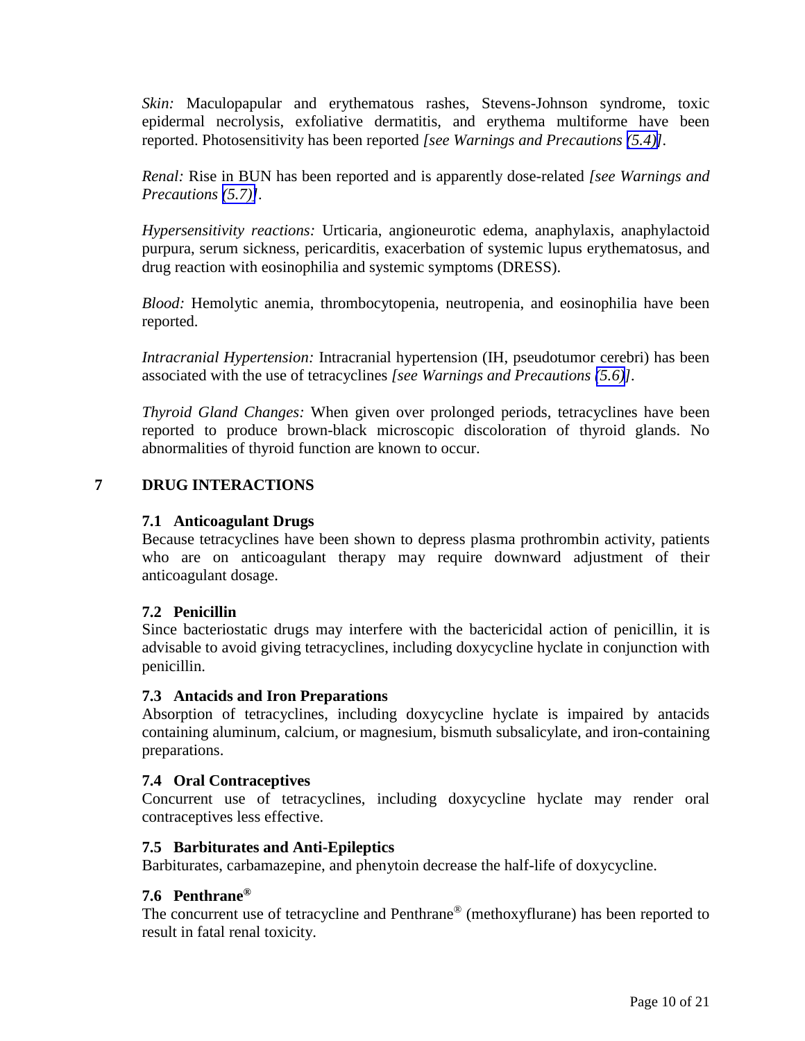*Skin:* Maculopapular and erythematous rashes, Stevens-Johnson syndrome, toxic epidermal necrolysis, exfoliative dermatitis, and erythema multiforme have been reported. Photosensitivity has been reported *[see Warnings and Precautions (5.4)]*.

*Renal:* Rise in BUN has been reported and is apparently dose-related *[see Warnings and Precautions (5.7)]*.

*Hypersensitivity reactions:* Urticaria, angioneurotic edema, anaphylaxis, anaphylactoid purpura, serum sickness, pericarditis, exacerbation of systemic lupus erythematosus, and drug reaction with eosinophilia and systemic symptoms (DRESS).

*Blood:* Hemolytic anemia, thrombocytopenia, neutropenia, and eosinophilia have been reported.

*Intracranial Hypertension:* Intracranial hypertension (IH, pseudotumor cerebri) has been associated with the use of tetracyclines *[see Warnings and Precautions (5.6)]*.

*Thyroid Gland Changes:* When given over prolonged periods, tetracyclines have been reported to produce brown-black microscopic discoloration of thyroid glands. No abnormalities of thyroid function are known to occur.

## 7 DRUG INTERACTIONS

### 7.1 Anticoagulant Drugs

Because tetracyclines have been shown to depress plasma prothrombin activity, patients who are on anticoagulant therapy may require downward adjustment of their anticoagulant dosage.

### 7.2 Penicillin

Since bacteriostatic drugs may interfere with the bactericidal action of penicillin, it is advisable to avoid giving tetracyclines, including doxycycline hyclate in conjunction with penicillin.

### 7.3 Antacids and Iron Preparations

Absorption of tetracyclines, including doxycycline hyclate is impaired by antacids containing aluminum, calcium, or magnesium, bismuth subsalicylate, and iron-containing preparations.

### 7.4 Oral Contraceptives

Concurrent use of tetracyclines, including doxycycline hyclate may render oral contraceptives less effective.

### 7.5 Barbiturates and Anti-Epileptics

Barbiturates, carbamazepine, and phenytoin decrease the half-life of doxycycline.

### 7.6 Penthrane®

The concurrent use of tetracycline and Penthrane® (methoxyflurane) has been reported to result in fatal renal toxicity.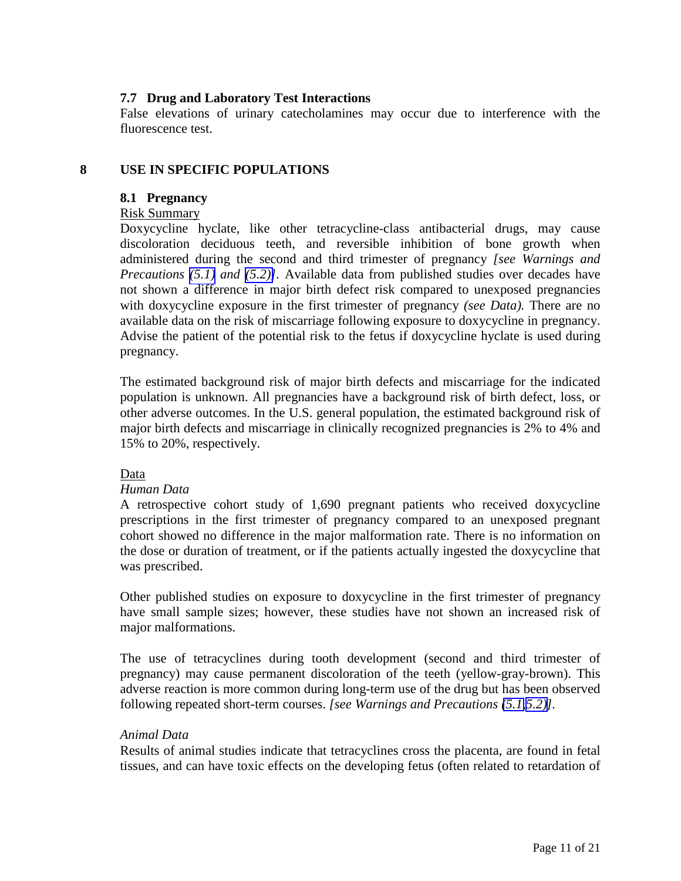### 7.7 Drug and Laboratory Test Interactions

False elevations of urinary catecholamines may occur due to interference with the fluorescence test.

## 8 USE IN SPECIFIC POPULATIONS

### 8.1 Pregnancy

Risk Summary

Doxycycline hyclate, like other tetracycline-class antibacterial drugs, may cause discoloration deciduous teeth, and reversible inhibition of bone growth when administered during the second and third trimester of pregnancy *[see Warnings and Precautions (5.1) and (5.2)]*. Available data from published studies over decades have not shown a difference in major birth defect risk compared to unexposed pregnancies with doxycycline exposure in the first trimester of pregnancy *(see Data).* There are no available data on the risk of miscarriage following exposure to doxycycline in pregnancy. Advise the patient of the potential risk to the fetus if doxycycline hyclate is used during pregnancy.

The estimated background risk of major birth defects and miscarriage for the indicated population is unknown. All pregnancies have a background risk of birth defect, loss, or other adverse outcomes. In the U.S. general population, the estimated background risk of major birth defects and miscarriage in clinically recognized pregnancies is 2% to 4% and 15% to 20%, respectively.

Data

*Human Data*

A retrospective cohort study of 1,690 pregnant patients who received doxycycline prescriptions in the first trimester of pregnancy compared to an unexposed pregnant cohort showed no difference in the major malformation rate. There is no information on the dose or duration of treatment, or if the patients actually ingested the doxycycline that was prescribed.

Other published studies on exposure to doxycycline in the first trimester of pregnancy have small sample sizes; however, these studies have not shown an increased risk of major malformations.

The use of tetracyclines during tooth development (second and third trimester of pregnancy) may cause permanent discoloration of the teeth (yellow-gray-brown). This adverse reaction is more common during long-term use of the drug but has been observed following repeated short-term courses. *[see Warnings and Precautions (5.1 5.2)]*.

*Animal Data*

Results of animal studies indicate that tetracyclines cross the placenta, are found in fetal tissues, and can have toxic effects on the developing fetus (often related to retardation of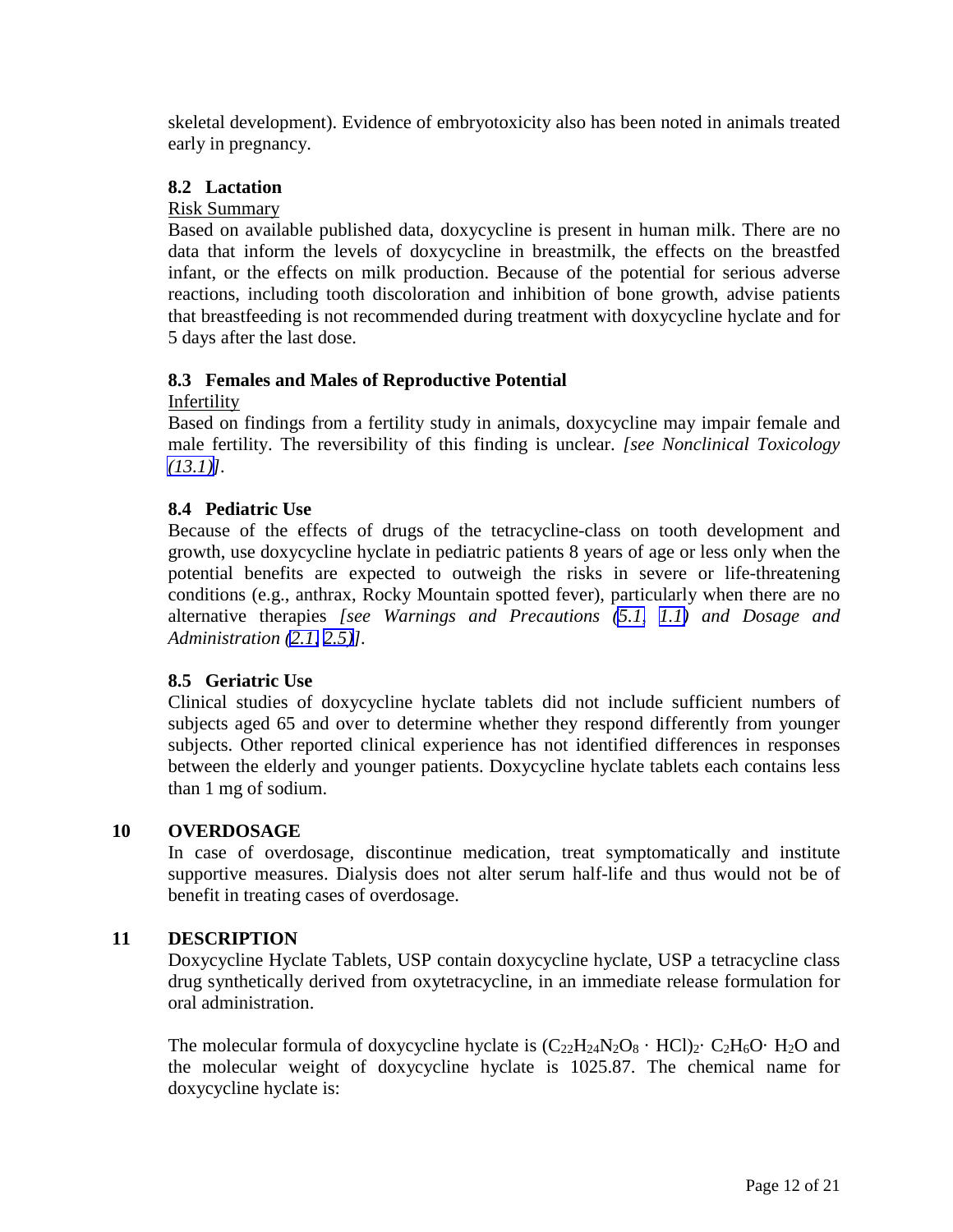skeletal development). Evidence of embryotoxicity also has been noted in animals treated early in pregnancy.

### 8.2 Lactation

Risk Summary

Based on available published data, doxycycline is present in human milk. There are no data that inform the levels of doxycycline in breastmilk, the effects on the breastfed infant, or the effects on milk production. Because of the potential for serious adverse reactions, including tooth discoloration and inhibition of bone growth, advise patients that breastfeeding is not recommended during treatment with doxycycline hyclate and for 5 days after the last dose.

### 8.3 Females and Males of Reproductive Potential

Infertility

Based on findings from a fertility study in animals, doxycycline may impair female and male fertility. The reversibility of this finding is unclear. *[see Nonclinical Toxicology (13.1)]*.

### 8.4 Pediatric Use

Because of the effects of drugs of the tetracycline-class on tooth development and growth, use doxycycline hyclate in pediatric patients 8 years of age or less only when the potential benefits are expected to outweigh the risks in severe or life-threatening conditions (e.g., anthrax, Rocky Mountain spotted fever), particularly when there are no alternative therapies *[see Warnings and Precautions (5.1, 1.1) and Dosage and Administration (2.1, 2.5)]*.

### 8.5 Geriatric Use

Clinical studies of doxycycline hyclate tablets did not include sufficient numbers of subjects aged 65 and over to determine whether they respond differently from younger subjects. Other reported clinical experience has not identified differences in responses between the elderly and younger patients. Doxycycline hyclate tablets each contains less than 1 mg of sodium.

## 10 OVERDOSAGE

In case of overdosage, discontinue medication, treat symptomatically and institute supportive measures. Dialysis does not alter serum half-life and thus would not be of benefit in treating cases of overdosage.

## 11 DESCRIPTION

Doxycycline Hyclate Tablets, USP contain doxycycline hyclate, USP a tetracycline class drug synthetically derived from oxytetracycline, in an immediate release formulation for oral administration.

The molecular formula of doxycycline hyclate is $(C_{22}H_{24}N_2O_8 \cdot HCl)_2 \cdot C_2H_6O \cdot H_2O$ and the molecular weight of doxycycline hyclate is 1025.87. The chemical name for doxycycline hyclate is: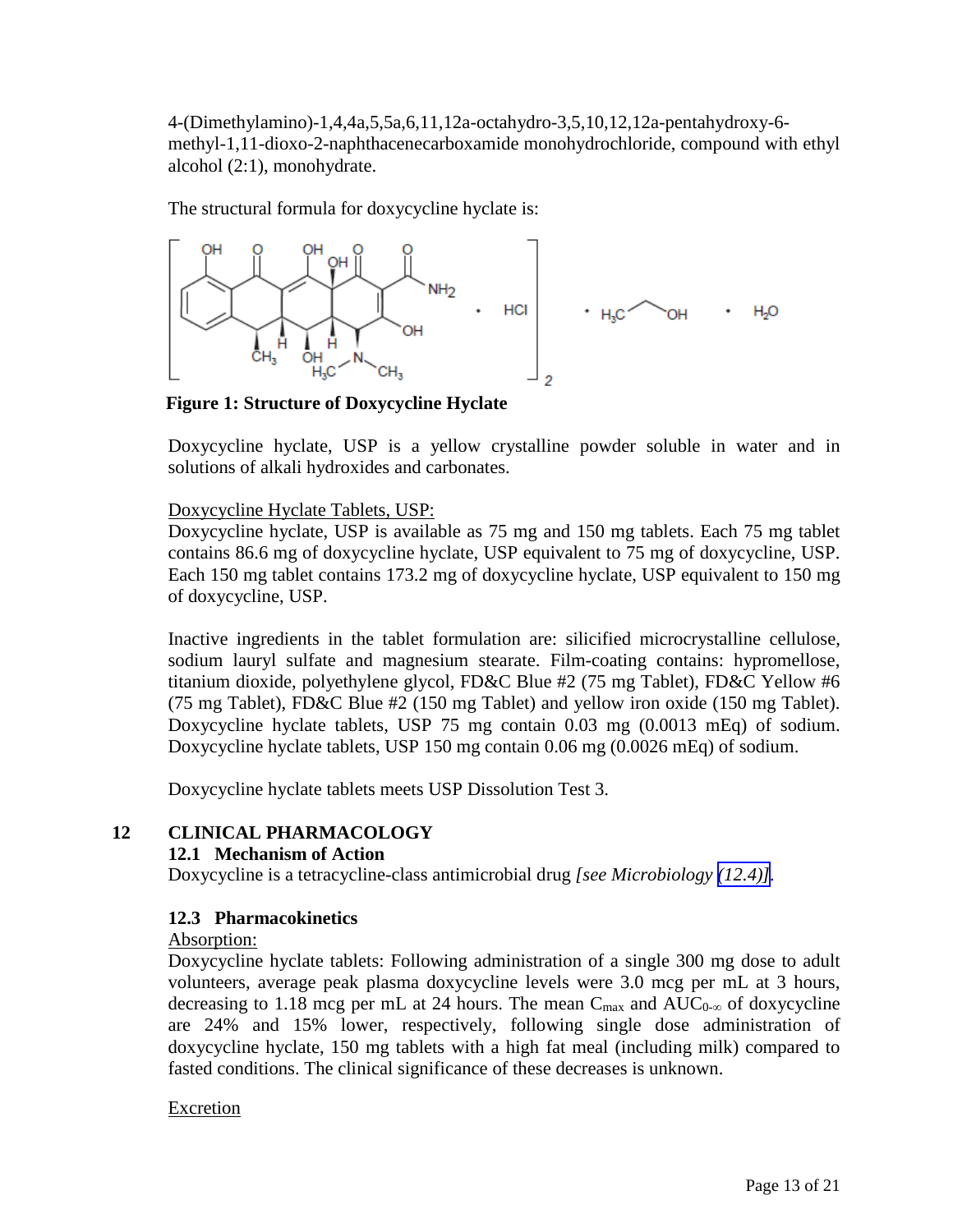4-(Dimethylamino)-1,4,4a,5,5a,6,11,12a-octahydro-3,5,10,12,12a-pentahydroxy-6-methyl-1,11-dioxo-2-naphthacenecarboxamide monohydrochloride, compound with ethyl alcohol (2:1), monohydrate.

The structural formula for doxycycline hyclate is:

**Figure 1: Structure of Doxycycline Hyclate**

Doxycycline hyclate, USP is a yellow crystalline powder soluble in water and in solutions of alkali hydroxides and carbonates.

Doxycycline Hyclate Tablets, USP:
Doxycycline hyclate, USP is available as 75 mg and 150 mg tablets. Each 75 mg tablet contains 86.6 mg of doxycycline hyclate, USP equivalent to 75 mg of doxycycline, USP. Each 150 mg tablet contains 173.2 mg of doxycycline hyclate, USP equivalent to 150 mg of doxycycline, USP.

Inactive ingredients in the tablet formulation are: silicified microcrystalline cellulose, sodium lauryl sulfate and magnesium stearate. Film-coating contains: hypromellose, titanium dioxide, polyethylene glycol, FD&C Blue #2 (75 mg Tablet), FD&C Yellow #6 (75 mg Tablet), FD&C Blue #2 (150 mg Tablet) and yellow iron oxide (150 mg Tablet). Doxycycline hyclate tablets, USP 75 mg contain 0.03 mg (0.0013 mEq) of sodium. Doxycycline hyclate tablets, USP 150 mg contain 0.06 mg (0.0026 mEq) of sodium.

Doxycycline hyclate tablets meets USP Dissolution Test 3.

## 12 CLINICAL PHARMACOLOGY

### 12.1 Mechanism of Action

Doxycycline is a tetracycline-class antimicrobial drug *[see Microbiology (12.4)]*.

### 12.3 Pharmacokinetics

Absorption:
Doxycycline hyclate tablets: Following administration of a single 300 mg dose to adult volunteers, average peak plasma doxycycline levels were 3.0 mcg per mL at 3 hours, decreasing to 1.18 mcg per mL at 24 hours. The mean $C_{max}$ and $AUC_{0-\infty}$ of doxycycline are 24% and 15% lower, respectively, following single dose administration of doxycycline hyclate, 150 mg tablets with a high fat meal (including milk) compared to fasted conditions. The clinical significance of these decreases is unknown.

Excretion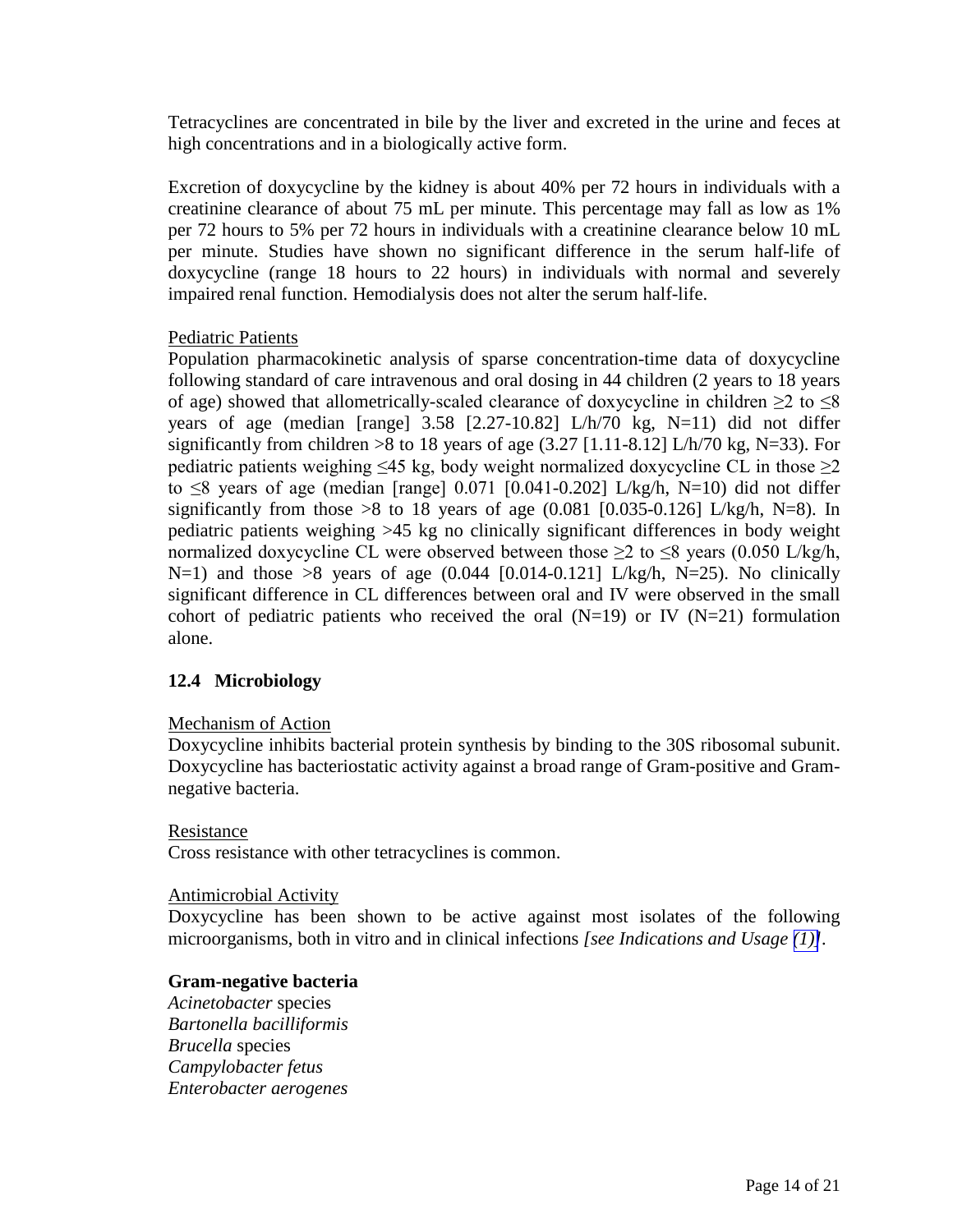Tetracyclines are concentrated in bile by the liver and excreted in the urine and feces at high concentrations and in a biologically active form.

Excretion of doxycycline by the kidney is about 40% per 72 hours in individuals with a creatinine clearance of about 75 mL per minute. This percentage may fall as low as 1% per 72 hours to 5% per 72 hours in individuals with a creatinine clearance below 10 mL per minute. Studies have shown no significant difference in the serum half-life of doxycycline (range 18 hours to 22 hours) in individuals with normal and severely impaired renal function. Hemodialysis does not alter the serum half-life.

Pediatric Patients

Population pharmacokinetic analysis of sparse concentration-time data of doxycycline following standard of care intravenous and oral dosing in 44 children (2 years to 18 years of age) showed that allometrically-scaled clearance of doxycycline in children ≥2 to ≤8 years of age (median [range] 3.58 [2.27-10.82] L/h/70 kg, N=11) did not differ significantly from children >8 to 18 years of age (3.27 [1.11-8.12] L/h/70 kg, N=33). For pediatric patients weighing ≤45 kg, body weight normalized doxycycline CL in those ≥2 to ≤8 years of age (median [range] 0.071 [0.041-0.202] L/kg/h, N=10) did not differ significantly from those >8 to 18 years of age (0.081 [0.035-0.126] L/kg/h, N=8). In pediatric patients weighing >45 kg no clinically significant differences in body weight normalized doxycycline CL were observed between those ≥2 to ≤8 years (0.050 L/kg/h, N=1) and those >8 years of age (0.044 [0.014-0.121] L/kg/h, N=25). No clinically significant difference in CL differences between oral and IV were observed in the small cohort of pediatric patients who received the oral (N=19) or IV (N=21) formulation alone.

### 12.4 Microbiology

Mechanism of Action

Doxycycline inhibits bacterial protein synthesis by binding to the 30S ribosomal subunit. Doxycycline has bacteriostatic activity against a broad range of Gram-positive and Gram-negative bacteria.

Resistance

Cross resistance with other tetracyclines is common.

Antimicrobial Activity

Doxycycline has been shown to be active against most isolates of the following microorganisms, both in vitro and in clinical infections *[see Indications and Usage (1)]*.

**Gram-negative bacteria**

*Acinetobacter* species
*Bartonella bacilliformis*
*Brucella* species
*Campylobacter fetus*
*Enterobacter aerogenes*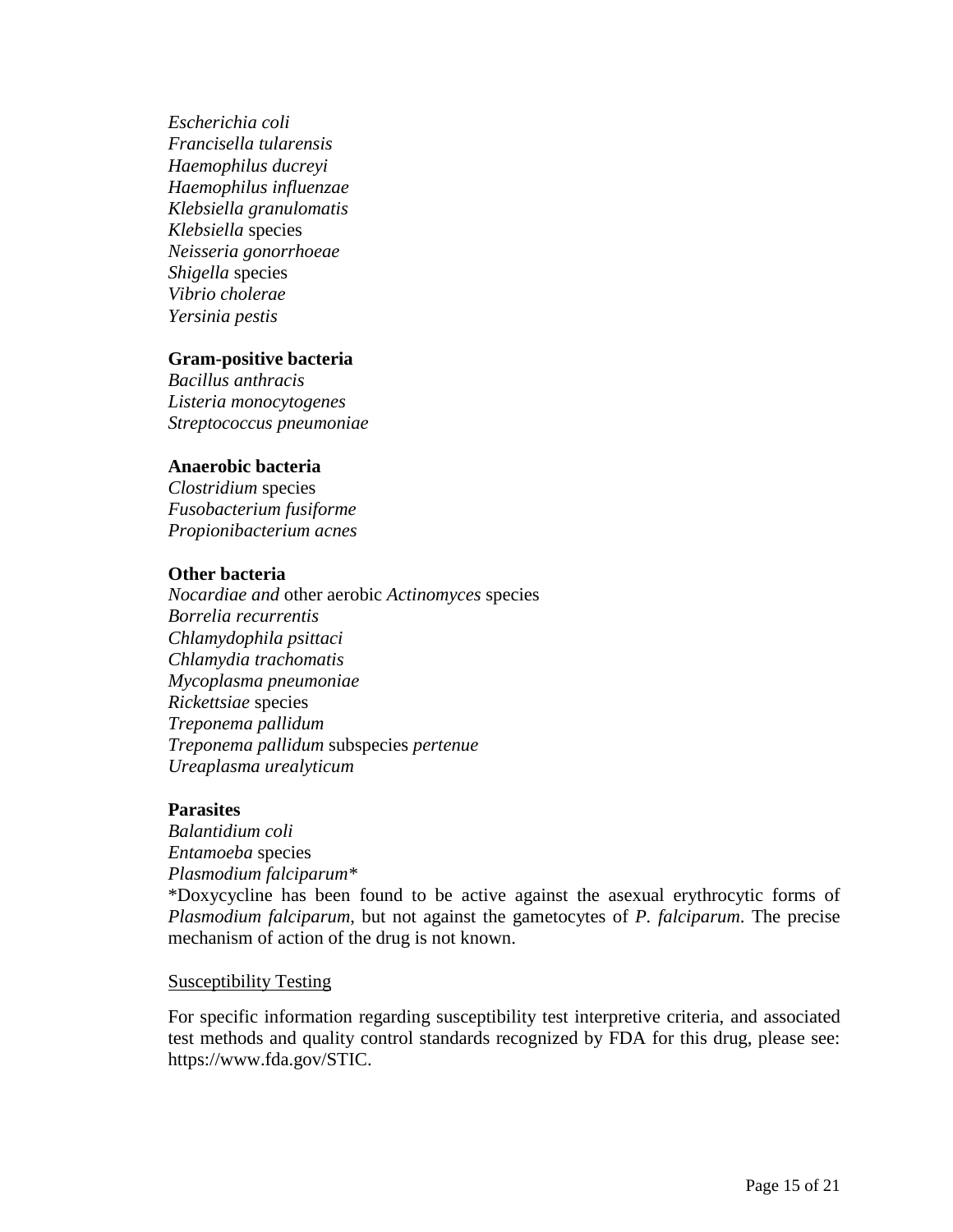*Escherichia coli*
*Francisella tularensis*
*Haemophilus ducreyi*
*Haemophilus influenzae*
*Klebsiella granulomatis*
*Klebsiella* species
*Neisseria gonorrhoeae*
*Shigella* species
*Vibrio cholerae*
*Yersinia pestis*

**Gram-positive bacteria**
*Bacillus anthracis*
*Listeria monocytogenes*
*Streptococcus pneumoniae*

**Anaerobic bacteria**
*Clostridium* species
*Fusobacterium fusiforme*
*Propionibacterium acnes*

**Other bacteria**
*Nocardiae and* other aerobic *Actinomyces* species
*Borrelia recurrentis*
*Chlamydophila psittaci*
*Chlamydia trachomatis*
*Mycoplasma pneumoniae*
*Rickettsiae* species
*Treponema pallidum*
*Treponema pallidum* subspecies *pertenue*
*Ureaplasma urealyticum*

**Parasites**
*Balantidium coli*
*Entamoeba* species
*Plasmodium falciparum**
*Doxycycline has been found to be active against the asexual erythrocytic forms of *Plasmodium falciparum*, but not against the gametocytes of *P. falciparum*. The precise mechanism of action of the drug is not known.

<u>Susceptibility Testing</u>

For specific information regarding susceptibility test interpretive criteria, and associated test methods and quality control standards recognized by FDA for this drug, please see: https://www.fda.gov/STIC.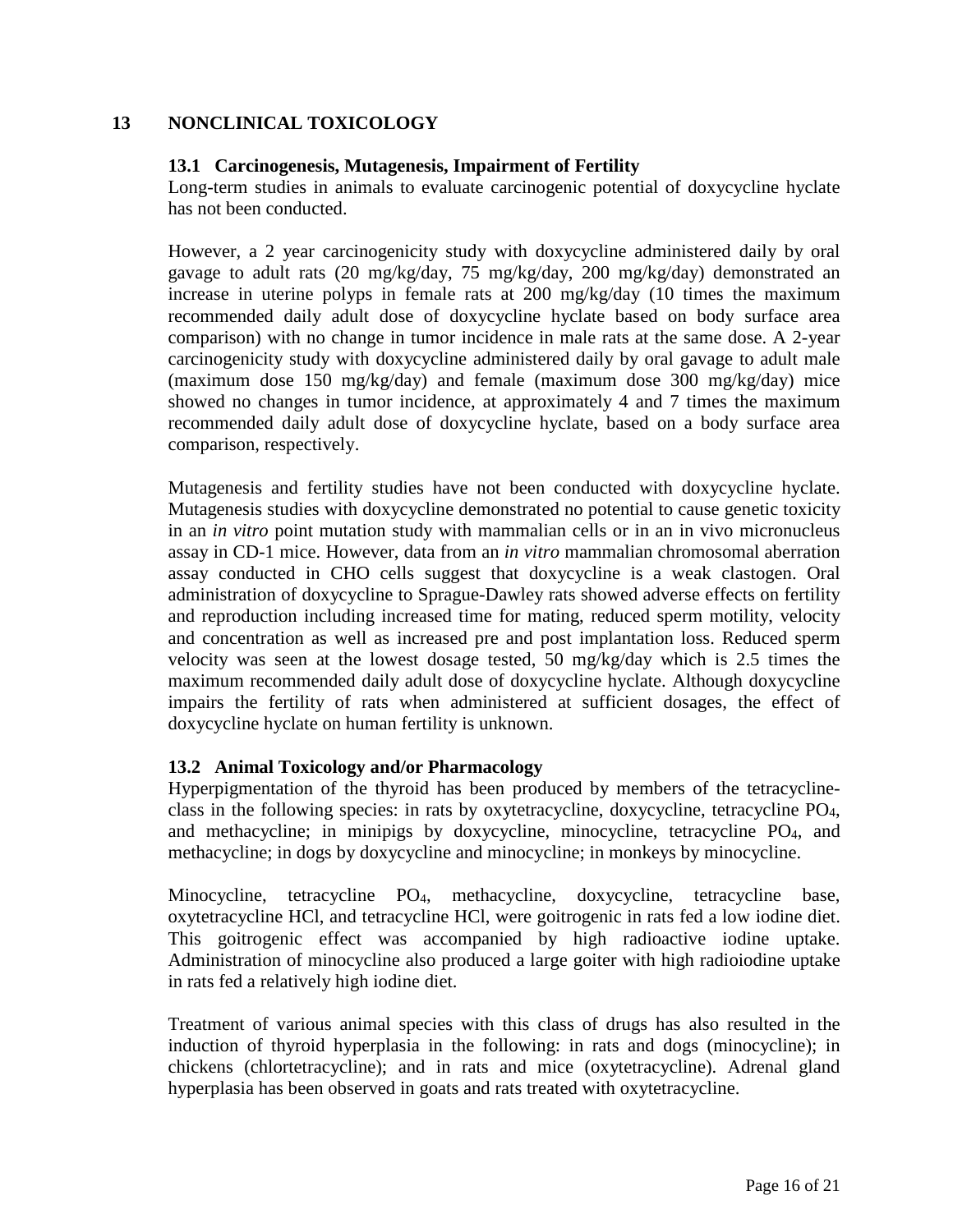## 13 NONCLINICAL TOXICOLOGY

### 13.1 Carcinogenesis, Mutagenesis, Impairment of Fertility

Long-term studies in animals to evaluate carcinogenic potential of doxycycline hyclate has not been conducted.

However, a 2 year carcinogenicity study with doxycycline administered daily by oral gavage to adult rats (20 mg/kg/day, 75 mg/kg/day, 200 mg/kg/day) demonstrated an increase in uterine polyps in female rats at 200 mg/kg/day (10 times the maximum recommended daily adult dose of doxycycline hyclate based on body surface area comparison) with no change in tumor incidence in male rats at the same dose. A 2-year carcinogenicity study with doxycycline administered daily by oral gavage to adult male (maximum dose 150 mg/kg/day) and female (maximum dose 300 mg/kg/day) mice showed no changes in tumor incidence, at approximately 4 and 7 times the maximum recommended daily adult dose of doxycycline hyclate, based on a body surface area comparison, respectively.

Mutagenesis and fertility studies have not been conducted with doxycycline hyclate. Mutagenesis studies with doxycycline demonstrated no potential to cause genetic toxicity in an *in vitro* point mutation study with mammalian cells or in an in vivo micronucleus assay in CD-1 mice. However, data from an *in vitro* mammalian chromosomal aberration assay conducted in CHO cells suggest that doxycycline is a weak clastogen. Oral administration of doxycycline to Sprague-Dawley rats showed adverse effects on fertility and reproduction including increased time for mating, reduced sperm motility, velocity and concentration as well as increased pre and post implantation loss. Reduced sperm velocity was seen at the lowest dosage tested, 50 mg/kg/day which is 2.5 times the maximum recommended daily adult dose of doxycycline hyclate. Although doxycycline impairs the fertility of rats when administered at sufficient dosages, the effect of doxycycline hyclate on human fertility is unknown.

### 13.2 Animal Toxicology and/or Pharmacology

Hyperpigmentation of the thyroid has been produced by members of the tetracycline-class in the following species: in rats by oxytetracycline, doxycycline, tetracycline $PO_4$, and methacycline; in minipigs by doxycycline, minocycline, tetracycline $PO_4$, and methacycline; in dogs by doxycycline and minocycline; in monkeys by minocycline.

Minocycline, tetracycline $PO_4$, methacycline, doxycycline, tetracycline base, oxytetracycline HCl, and tetracycline HCl, were goitrogenic in rats fed a low iodine diet. This goitrogenic effect was accompanied by high radioactive iodine uptake. Administration of minocycline also produced a large goiter with high radioiodine uptake in rats fed a relatively high iodine diet.

Treatment of various animal species with this class of drugs has also resulted in the induction of thyroid hyperplasia in the following: in rats and dogs (minocycline); in chickens (chlortetracycline); and in rats and mice (oxytetracycline). Adrenal gland hyperplasia has been observed in goats and rats treated with oxytetracycline.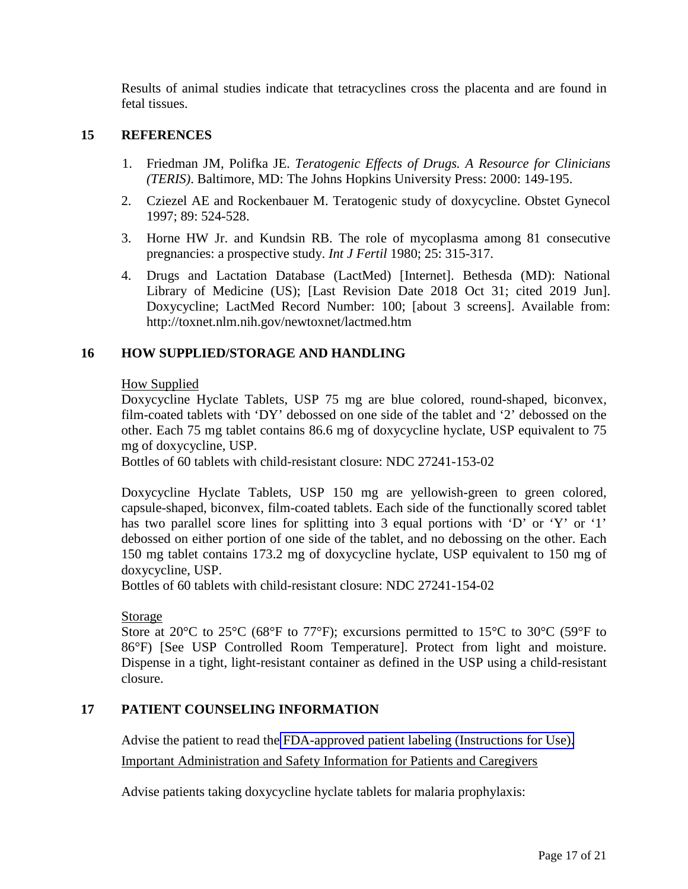Results of animal studies indicate that tetracyclines cross the placenta and are found in fetal tissues.

## 15 REFERENCES

1. Friedman JM, Polifka JE. *Teratogenic Effects of Drugs. A Resource for Clinicians (TERIS)*. Baltimore, MD: The Johns Hopkins University Press: 2000: 149-195.
2. Cziezel AE and Rockenbauer M. Teratogenic study of doxycycline. Obstet Gynecol 1997; 89: 524-528.
3. Horne HW Jr. and Kundsin RB. The role of mycoplasma among 81 consecutive pregnancies: a prospective study. *Int J Fertil* 1980; 25: 315-317.
4. Drugs and Lactation Database (LactMed) [Internet]. Bethesda (MD): National Library of Medicine (US); [Last Revision Date 2018 Oct 31; cited 2019 Jun]. Doxycycline; LactMed Record Number: 100; [about 3 screens]. Available from: http://toxnet.nlm.nih.gov/newtoxnet/lactmed.htm

## 16 HOW SUPPLIED/STORAGE AND HANDLING

How Supplied

Doxycycline Hyclate Tablets, USP 75 mg are blue colored, round-shaped, biconvex, film-coated tablets with 'DY' debossed on one side of the tablet and '2' debossed on the other. Each 75 mg tablet contains 86.6 mg of doxycycline hyclate, USP equivalent to 75 mg of doxycycline, USP.

Bottles of 60 tablets with child-resistant closure: NDC 27241-153-02

Doxycycline Hyclate Tablets, USP 150 mg are yellowish-green to green colored, capsule-shaped, biconvex, film-coated tablets. Each side of the functionally scored tablet has two parallel score lines for splitting into 3 equal portions with 'D' or 'Y' or '1' debossed on either portion of one side of the tablet, and no debossing on the other. Each 150 mg tablet contains 173.2 mg of doxycycline hyclate, USP equivalent to 150 mg of doxycycline, USP.

Bottles of 60 tablets with child-resistant closure: NDC 27241-154-02

Storage

Store at 20°C to 25°C (68°F to 77°F); excursions permitted to 15°C to 30°C (59°F to 86°F) [See USP Controlled Room Temperature]. Protect from light and moisture. Dispense in a tight, light-resistant container as defined in the USP using a child-resistant closure.

## 17 PATIENT COUNSELING INFORMATION

Advise the patient to read the FDA-approved patient labeling (Instructions for Use).

Important Administration and Safety Information for Patients and Caregivers

Advise patients taking doxycycline hyclate tablets for malaria prophylaxis: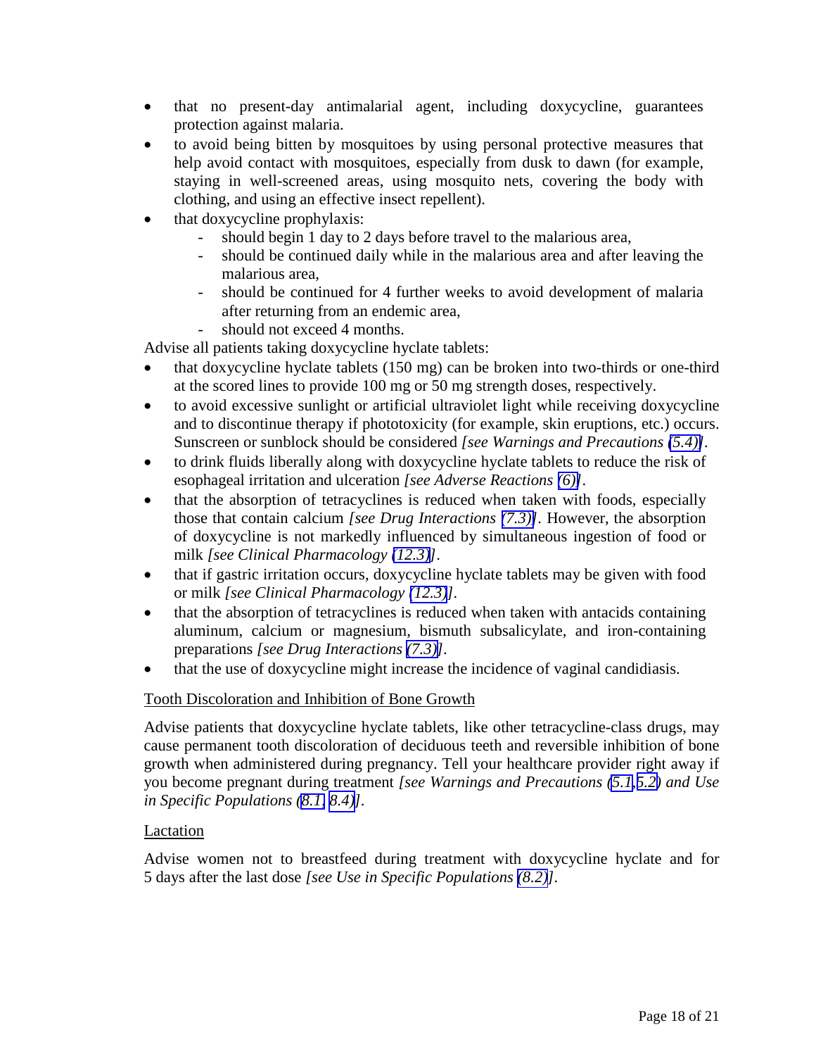- that no present-day antimalarial agent, including doxycycline, guarantees protection against malaria.
- to avoid being bitten by mosquitoes by using personal protective measures that help avoid contact with mosquitoes, especially from dusk to dawn (for example, staying in well-screened areas, using mosquito nets, covering the body with clothing, and using an effective insect repellent).
- that doxycycline prophylaxis:
  - should begin 1 day to 2 days before travel to the malarious area,
  - should be continued daily while in the malarious area and after leaving the malarious area,
  - should be continued for 4 further weeks to avoid development of malaria after returning from an endemic area,
  - should not exceed 4 months.

Advise all patients taking doxycycline hyclate tablets:

- that doxycycline hyclate tablets (150 mg) can be broken into two-thirds or one-third at the scored lines to provide 100 mg or 50 mg strength doses, respectively.
- to avoid excessive sunlight or artificial ultraviolet light while receiving doxycycline and to discontinue therapy if phototoxicity (for example, skin eruptions, etc.) occurs. Sunscreen or sunblock should be considered *[see Warnings and Precautions (5.4)]*.
- to drink fluids liberally along with doxycycline hyclate tablets to reduce the risk of esophageal irritation and ulceration *[see Adverse Reactions (6)]*.
- that the absorption of tetracyclines is reduced when taken with foods, especially those that contain calcium *[see Drug Interactions (7.3)]*. However, the absorption of doxycycline is not markedly influenced by simultaneous ingestion of food or milk *[see Clinical Pharmacology (12.3)]*.
- that if gastric irritation occurs, doxycycline hyclate tablets may be given with food or milk *[see Clinical Pharmacology (12.3)]*.
- that the absorption of tetracyclines is reduced when taken with antacids containing aluminum, calcium or magnesium, bismuth subsalicylate, and iron-containing preparations *[see Drug Interactions (7.3)]*.
- that the use of doxycycline might increase the incidence of vaginal candidiasis.

<u>Tooth Discoloration and Inhibition of Bone Growth</u>

Advise patients that doxycycline hyclate tablets, like other tetracycline-class drugs, may cause permanent tooth discoloration of deciduous teeth and reversible inhibition of bone growth when administered during pregnancy. Tell your healthcare provider right away if you become pregnant during treatment *[see Warnings and Precautions (5.1, 5.2) and Use in Specific Populations (8.1, 8.4)]*.

<u>Lactation</u>

Advise women not to breastfeed during treatment with doxycycline hyclate and for 5 days after the last dose *[see Use in Specific Populations (8.2)]*.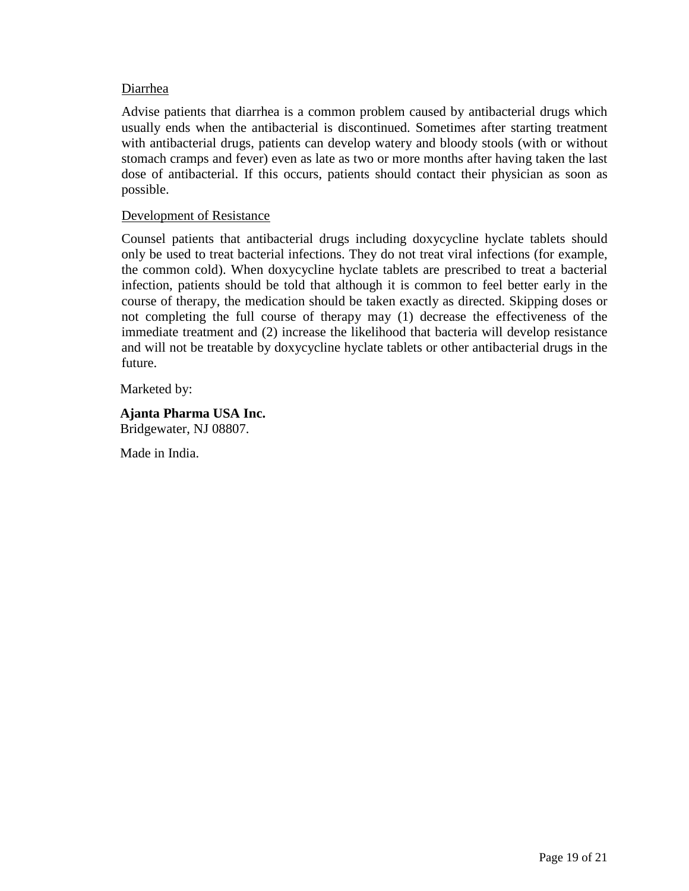Diarrhea

Advise patients that diarrhea is a common problem caused by antibacterial drugs which usually ends when the antibacterial is discontinued. Sometimes after starting treatment with antibacterial drugs, patients can develop watery and bloody stools (with or without stomach cramps and fever) even as late as two or more months after having taken the last dose of antibacterial. If this occurs, patients should contact their physician as soon as possible.

Development of Resistance

Counsel patients that antibacterial drugs including doxycycline hyclate tablets should only be used to treat bacterial infections. They do not treat viral infections (for example, the common cold). When doxycycline hyclate tablets are prescribed to treat a bacterial infection, patients should be told that although it is common to feel better early in the course of therapy, the medication should be taken exactly as directed. Skipping doses or not completing the full course of therapy may (1) decrease the effectiveness of the immediate treatment and (2) increase the likelihood that bacteria will develop resistance and will not be treatable by doxycycline hyclate tablets or other antibacterial drugs in the future.

Marketed by:

**Ajanta Pharma USA Inc.**
Bridgewater, NJ 08807.

Made in India.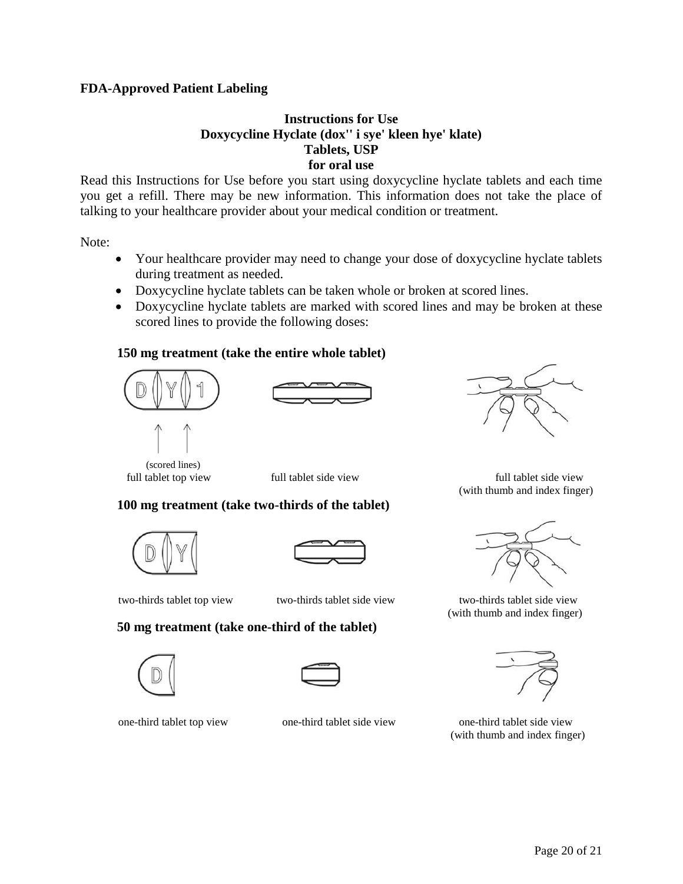**FDA-Approved Patient Labeling**

**Instructions for Use**
**Doxycycline Hyclate (dox'' i sye' kleen hye' klate)**
**Tablets, USP**
**for oral use**

Read this Instructions for Use before you start using doxycycline hyclate tablets and each time you get a refill. There may be new information. This information does not take the place of talking to your healthcare provider about your medical condition or treatment.

Note:

- Your healthcare provider may need to change your dose of doxycycline hyclate tablets during treatment as needed.
- Doxycycline hyclate tablets can be taken whole or broken at scored lines.
- Doxycycline hyclate tablets are marked with scored lines and may be broken at these scored lines to provide the following doses:

**150 mg treatment (take the entire whole tablet)**

(scored lines)
full tablet top view

full tablet side view

full tablet side view (with thumb and index finger)

**100 mg treatment (take two-thirds of the tablet)**

two-thirds tablet top view

two-thirds tablet side view

two-thirds tablet side view (with thumb and index finger)

**50 mg treatment (take one-third of the tablet)**

one-third tablet top view

one-third tablet side view

one-third tablet side view (with thumb and index finger)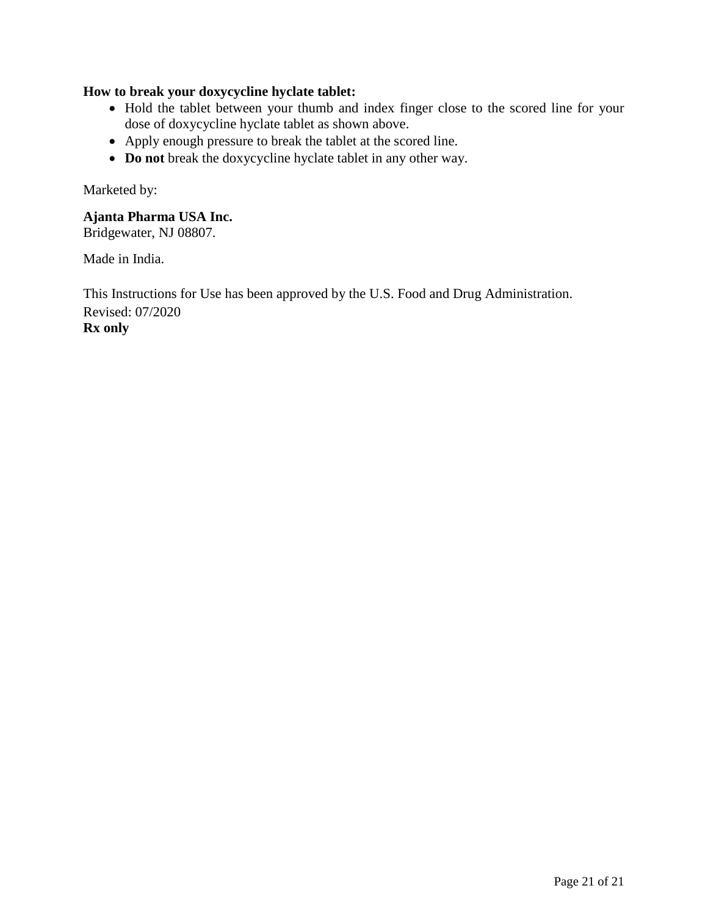**How to break your doxycycline hyclate tablet:**

- Hold the tablet between your thumb and index finger close to the scored line for your dose of doxycycline hyclate tablet as shown above.
- Apply enough pressure to break the tablet at the scored line.
- **Do not** break the doxycycline hyclate tablet in any other way.

Marketed by:

**Ajanta Pharma USA Inc.**
Bridgewater, NJ 08807.

Made in India.

This Instructions for Use has been approved by the U.S. Food and Drug Administration.
Revised: 07/2020
**Rx only**